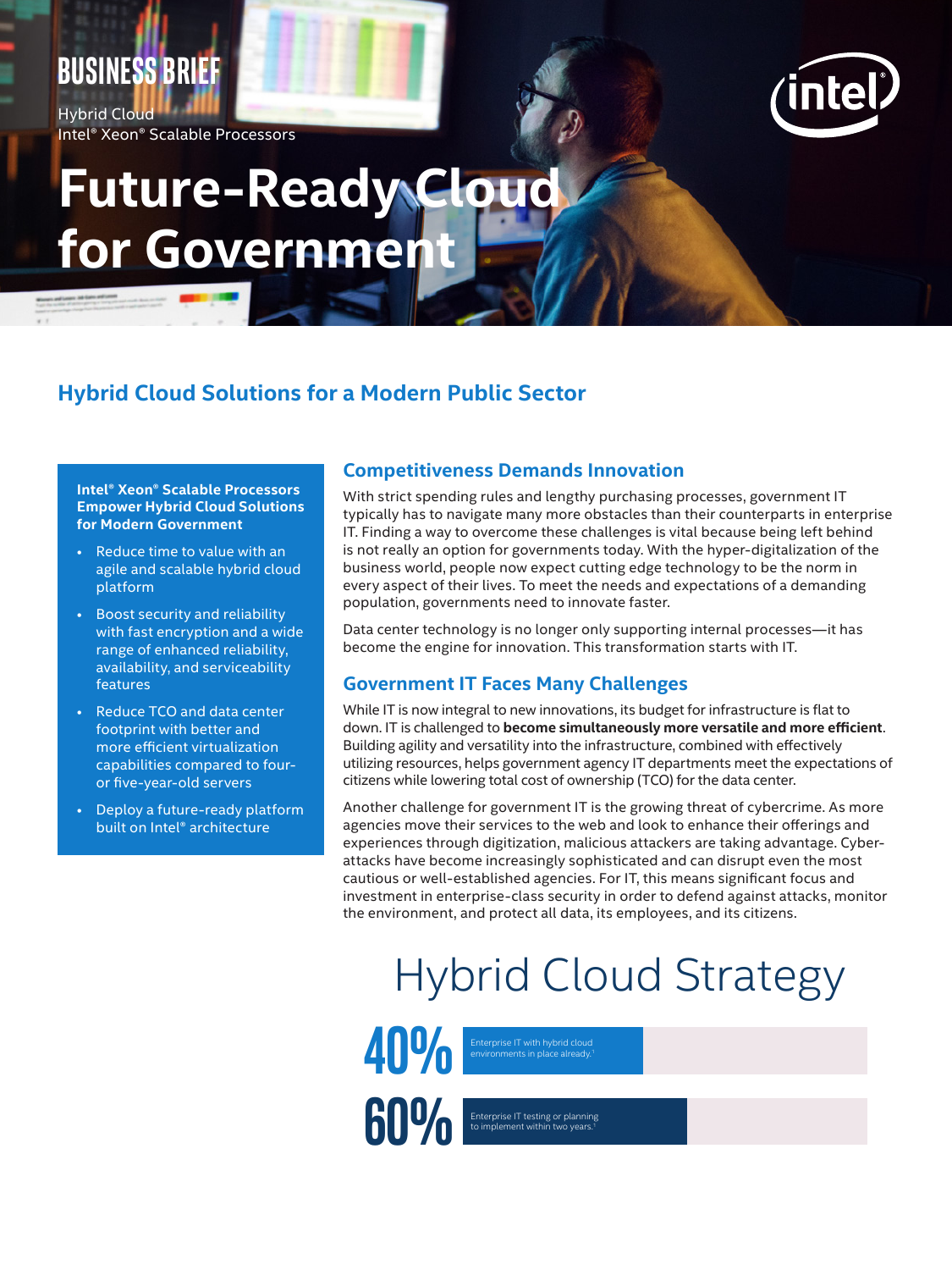BUSINESS BRIEF

Hybrid Cloud
Intel® Xeon® Scalable Processors

# Future-Ready Cloud for Government

## Hybrid Cloud Solutions for a Modern Public Sector

**Intel® Xeon® Scalable Processors Empower Hybrid Cloud Solutions for Modern Government**

- Reduce time to value with an agile and scalable hybrid cloud platform
- Boost security and reliability with fast encryption and a wide range of enhanced reliability, availability, and serviceability features
- Reduce TCO and data center footprint with better and more efficient virtualization capabilities compared to four- or five-year-old servers
- Deploy a future-ready platform built on Intel® architecture

### Competitiveness Demands Innovation

With strict spending rules and lengthy purchasing processes, government IT typically has to navigate many more obstacles than their counterparts in enterprise IT. Finding a way to overcome these challenges is vital because being left behind is not really an option for governments today. With the hyper-digitalization of the business world, people now expect cutting edge technology to be the norm in every aspect of their lives. To meet the needs and expectations of a demanding population, governments need to innovate faster.

Data center technology is no longer only supporting internal processes—it has become the engine for innovation. This transformation starts with IT.

### Government IT Faces Many Challenges

While IT is now integral to new innovations, its budget for infrastructure is flat to down. IT is challenged to **become simultaneously more versatile and more efficient**. Building agility and versatility into the infrastructure, combined with effectively utilizing resources, helps government agency IT departments meet the expectations of citizens while lowering total cost of ownership (TCO) for the data center.

Another challenge for government IT is the growing threat of cybercrime. As more agencies move their services to the web and look to enhance their offerings and experiences through digitization, malicious attackers are taking advantage. Cyber-attacks have become increasingly sophisticated and can disrupt even the most cautious or well-established agencies. For IT, this means significant focus and investment in enterprise-class security in order to defend against attacks, monitor the environment, and protect all data, its employees, and its citizens.

## Hybrid Cloud Strategy

**40%** Enterprise IT with hybrid cloud environments in place already.[1]

**60%** Enterprise IT testing or planning to implement within two years.[1]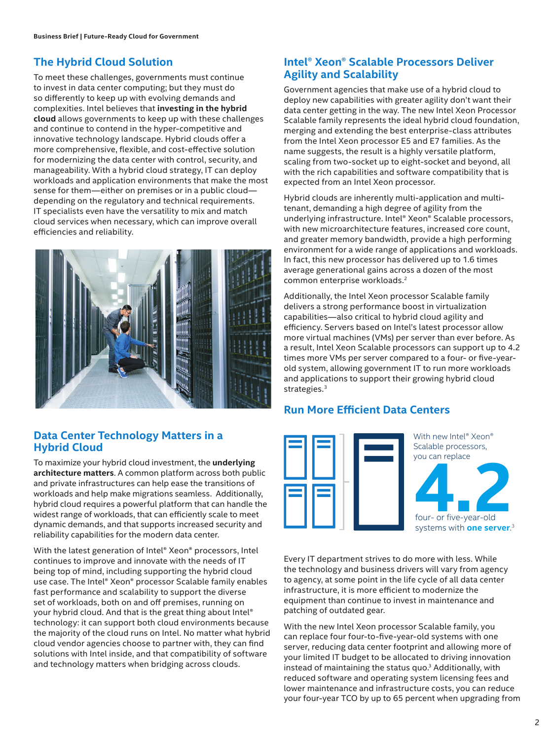## The Hybrid Cloud Solution

To meet these challenges, governments must continue to invest in data center computing; but they must do so differently to keep up with evolving demands and complexities. Intel believes that **investing in the hybrid cloud** allows governments to keep up with these challenges and continue to contend in the hyper-competitive and innovative technology landscape. Hybrid clouds offer a more comprehensive, flexible, and cost-effective solution for modernizing the data center with control, security, and manageability. With a hybrid cloud strategy, IT can deploy workloads and application environments that make the most sense for them—either on premises or in a public cloud—depending on the regulatory and technical requirements. IT specialists even have the versatility to mix and match cloud services when necessary, which can improve overall efficiencies and reliability.

## Data Center Technology Matters in a Hybrid Cloud

To maximize your hybrid cloud investment, the **underlying architecture matters**. A common platform across both public and private infrastructures can help ease the transitions of workloads and help make migrations seamless. Additionally, hybrid cloud requires a powerful platform that can handle the widest range of workloads, that can efficiently scale to meet dynamic demands, and that supports increased security and reliability capabilities for the modern data center.

With the latest generation of Intel® Xeon® processors, Intel continues to improve and innovate with the needs of IT being top of mind, including supporting the hybrid cloud use case. The Intel® Xeon® processor Scalable family enables fast performance and scalability to support the diverse set of workloads, both on and off premises, running on your hybrid cloud. And that is the great thing about Intel® technology: it can support both cloud environments because the majority of the cloud runs on Intel. No matter what hybrid cloud vendor agencies choose to partner with, they can find solutions with Intel inside, and that compatibility of software and technology matters when bridging across clouds.

## Intel® Xeon® Scalable Processors Deliver Agility and Scalability

Government agencies that make use of a hybrid cloud to deploy new capabilities with greater agility don't want their data center getting in the way. The new Intel Xeon Processor Scalable family represents the ideal hybrid cloud foundation, merging and extending the best enterprise-class attributes from the Intel Xeon processor E5 and E7 families. As the name suggests, the result is a highly versatile platform, scaling from two-socket up to eight-socket and beyond, all with the rich capabilities and software compatibility that is expected from an Intel Xeon processor.

Hybrid clouds are inherently multi-application and multi-tenant, demanding a high degree of agility from the underlying infrastructure. Intel® Xeon® Scalable processors, with new microarchitecture features, increased core count, and greater memory bandwidth, provide a high performing environment for a wide range of applications and workloads. In fact, this new processor has delivered up to 1.6 times average generational gains across a dozen of the most common enterprise workloads.[2]

Additionally, the Intel Xeon processor Scalable family delivers a strong performance boost in virtualization capabilities—also critical to hybrid cloud agility and efficiency. Servers based on Intel's latest processor allow more virtual machines (VMs) per server than ever before. As a result, Intel Xeon Scalable processors can support up to 4.2 times more VMs per server compared to a four- or five-year-old system, allowing government IT to run more workloads and applications to support their growing hybrid cloud strategies.[3]

## Run More Efficient Data Centers

With new Intel® Xeon® Scalable processors, you can replace **4.2** four- or five-year-old systems with **one server**.[3]

Every IT department strives to do more with less. While the technology and business drivers will vary from agency to agency, at some point in the life cycle of all data center infrastructure, it is more efficient to modernize the equipment than continue to invest in maintenance and patching of outdated gear.

With the new Intel Xeon processor Scalable family, you can replace four four-to-five-year-old systems with one server, reducing data center footprint and allowing more of your limited IT budget to be allocated to driving innovation instead of maintaining the status quo.[3] Additionally, with reduced software and operating system licensing fees and lower maintenance and infrastructure costs, you can reduce your four-year TCO by up to 65 percent when upgrading from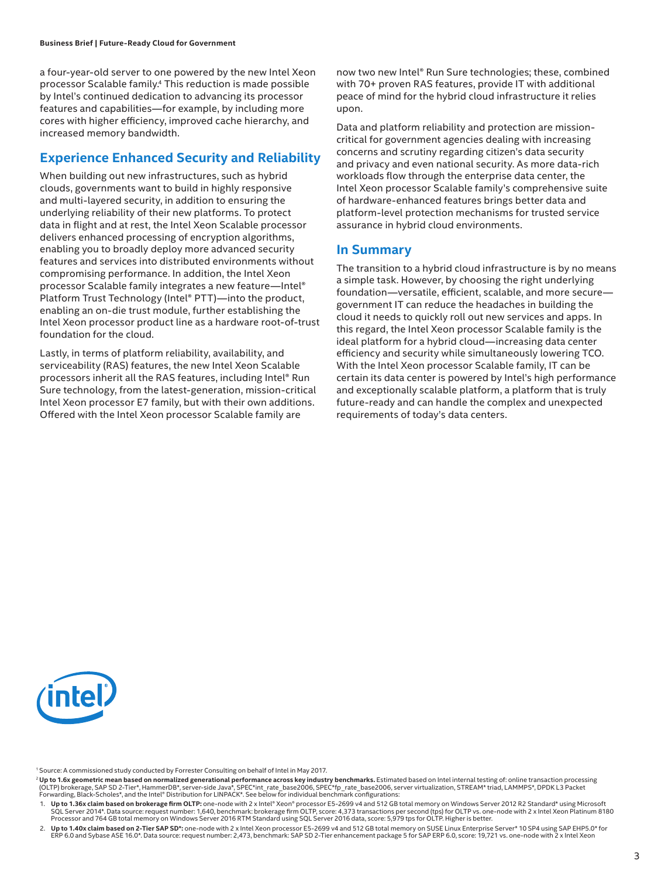a four-year-old server to one powered by the new Intel Xeon processor Scalable family.[4] This reduction is made possible by Intel's continued dedication to advancing its processor features and capabilities—for example, by including more cores with higher efficiency, improved cache hierarchy, and increased memory bandwidth.

## Experience Enhanced Security and Reliability

When building out new infrastructures, such as hybrid clouds, governments want to build in highly responsive and multi-layered security, in addition to ensuring the underlying reliability of their new platforms. To protect data in flight and at rest, the Intel Xeon Scalable processor delivers enhanced processing of encryption algorithms, enabling you to broadly deploy more advanced security features and services into distributed environments without compromising performance. In addition, the Intel Xeon processor Scalable family integrates a new feature—Intel® Platform Trust Technology (Intel® PTT)—into the product, enabling an on-die trust module, further establishing the Intel Xeon processor product line as a hardware root-of-trust foundation for the cloud.

Lastly, in terms of platform reliability, availability, and serviceability (RAS) features, the new Intel Xeon Scalable processors inherit all the RAS features, including Intel® Run Sure technology, from the latest-generation, mission-critical Intel Xeon processor E7 family, but with their own additions. Offered with the Intel Xeon processor Scalable family are now two new Intel® Run Sure technologies; these, combined with 70+ proven RAS features, provide IT with additional peace of mind for the hybrid cloud infrastructure it relies upon.

Data and platform reliability and protection are mission-critical for government agencies dealing with increasing concerns and scrutiny regarding citizen's data security and privacy and even national security. As more data-rich workloads flow through the enterprise data center, the Intel Xeon processor Scalable family's comprehensive suite of hardware-enhanced features brings better data and platform-level protection mechanisms for trusted service assurance in hybrid cloud environments.

## In Summary

The transition to a hybrid cloud infrastructure is by no means a simple task. However, by choosing the right underlying foundation—versatile, efficient, scalable, and more secure—government IT can reduce the headaches in building the cloud it needs to quickly roll out new services and apps. In this regard, the Intel Xeon processor Scalable family is the ideal platform for a hybrid cloud—increasing data center efficiency and security while simultaneously lowering TCO. With the Intel Xeon processor Scalable family, IT can be certain its data center is powered by Intel's high performance and exceptionally scalable platform, a platform that is truly future-ready and can handle the complex and unexpected requirements of today's data centers.

[1] Source: A commissioned study conducted by Forrester Consulting on behalf of Intel in May 2017.

[2] **Up to 1.6x geometric mean based on normalized generational performance across key industry benchmarks.** Estimated based on Intel internal testing of: online transaction processing (OLTP) brokerage, SAP SD 2-Tier*, HammerDB*, server-side Java*, SPEC*int_rate_base2006, SPEC*fp_rate_base2006, server virtualization, STREAM* triad, LAMMPS*, DPDK L3 Packet Forwarding, Black-Scholes*, and the Intel® Distribution for LINPACK*. See below for individual benchmark configurations:

1. **Up to 1.36x claim based on brokerage firm OLTP:** one-node with 2 x Intel® Xeon® processor E5-2699 v4 and 512 GB total memory on Windows Server 2012 R2 Standard* using Microsoft SQL Server 2014*. Data source: request number: 1,640, benchmark: brokerage firm OLTP, score: 4,373 transactions per second (tps) for OLTP vs. one-node with 2 x Intel Xeon Platinum 8180 Processor and 764 GB total memory on Windows Server 2016 RTM Standard using SQL Server 2016 data, score: 5,979 tps for OLTP. Higher is better.
2. **Up to 1.40x claim based on 2-Tier SAP SD*:** one-node with 2 x Intel Xeon processor E5-2699 v4 and 512 GB total memory on SUSE Linux Enterprise Server* 10 SP4 using SAP EHP5.0* for ERP 6.0 and Sybase ASE 16.0*. Data source: request number: 2,473, benchmark: SAP SD 2-Tier enhancement package 5 for SAP ERP 6.0, score: 19,721 vs. one-node with 2 x Intel Xeon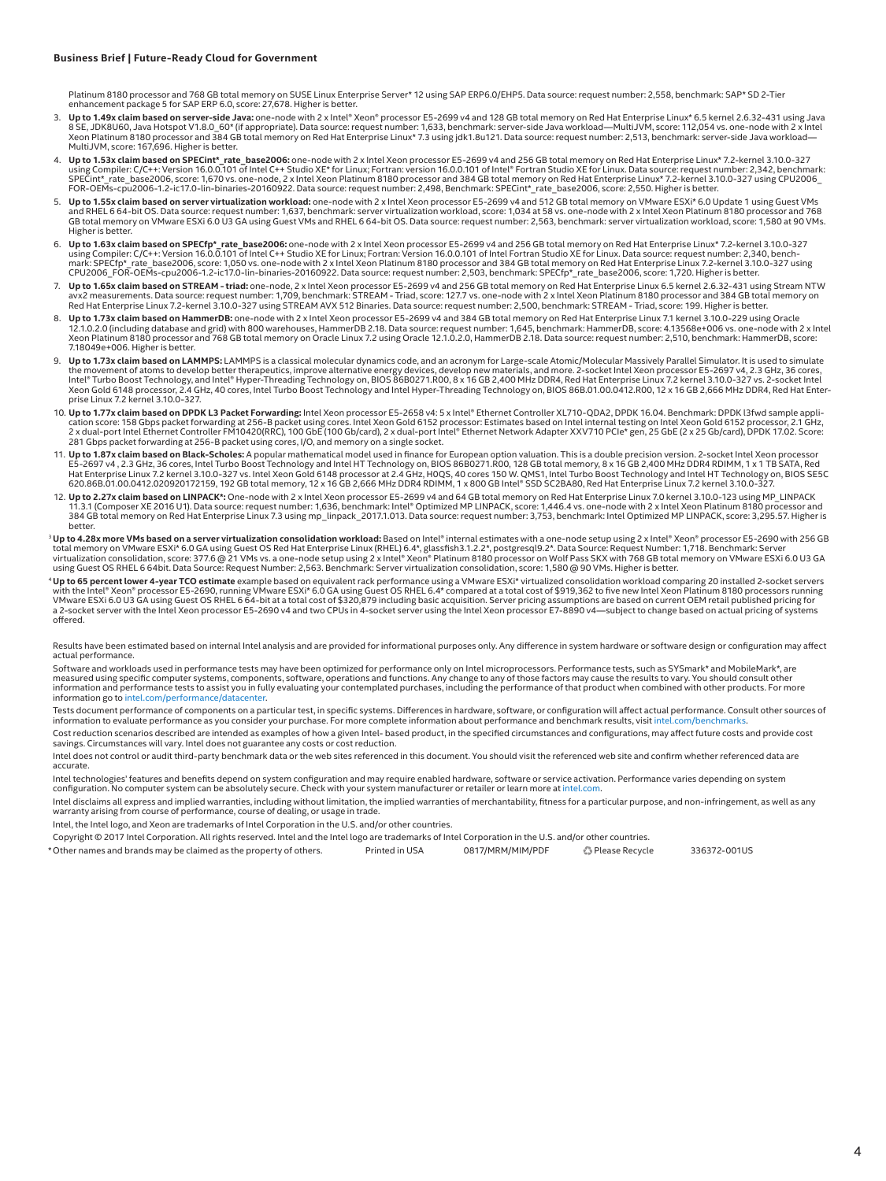Platinum 8180 processor and 768 GB total memory on SUSE Linux Enterprise Server* 12 using SAP ERP6.0/EHP5. Data source: request number: 2,558, benchmark: SAP* SD 2-Tier enhancement package 5 for SAP ERP 6.0, score: 27,678. Higher is better.

3. **Up to 1.49x claim based on server-side Java:** one-node with 2 x Intel® Xeon® processor E5-2699 v4 and 128 GB total memory on Red Hat Enterprise Linux* 6.5 kernel 2.6.32-431 using Java 8 SE, JDK8U60, Java Hotspot V1.8.0_60* (if appropriate). Data source: request number: 1,633, benchmark: server-side Java workload—MultiJVM, score: 112,054 vs. one-node with 2 x Intel Xeon Platinum 8180 processor and 384 GB total memory on Red Hat Enterprise Linux* 7.3 using jdk1.8u121. Data source: request number: 2,513, benchmark: server-side Java workload—MultiJVM, score: 167,696. Higher is better.
4. **Up to 1.53x claim based on SPECint*_rate_base2006:** one-node with 2 x Intel Xeon processor E5-2699 v4 and 256 GB total memory on Red Hat Enterprise Linux* 7.2-kernel 3.10.0-327 using Compiler: C/C++: Version 16.0.0.101 of Intel C++ Studio XE* for Linux; Fortran: version 16.0.0.101 of Intel® Fortran Studio XE for Linux. Data source: request number: 2,342, benchmark: SPECint*_rate_base2006, score: 1,670 vs. one-node, 2 x Intel Xeon Platinum 8180 processor and 384 GB total memory on Red Hat Enterprise Linux* 7.2-kernel 3.10.0-327 using CPU2006_FOR-OEMs-cpu2006-1.2-ic17.0-lin-binaries-20160922. Data source: request number: 2,498, Benchmark: SPECint*_rate_base2006, score: 2,550. Higher is better.
5. **Up to 1.55x claim based on server virtualization workload:** one-node with 2 x Intel Xeon processor E5-2699 v4 and 512 GB total memory on VMware ESXi* 6.0 Update 1 using Guest VMs and RHEL 6 64-bit OS. Data source: request number: 1,637, benchmark: server virtualization workload, score: 1,034 at 58 vs. one-node with 2 x Intel Xeon Platinum 8180 processor and 768 GB total memory on VMware ESXi 6.0 U3 GA using Guest VMs and RHEL 6 64-bit OS. Data source: request number: 2,563, benchmark: server virtualization workload, score: 1,580 at 90 VMs. Higher is better.
6. **Up to 1.63x claim based on SPECfp*_rate_base2006:** one-node with 2 x Intel Xeon processor E5-2699 v4 and 256 GB total memory on Red Hat Enterprise Linux* 7.2-kernel 3.10.0-327 using Compiler: C/C++: Version 16.0.0.101 of Intel C++ Studio XE for Linux; Fortran: Version 16.0.0.101 of Intel Fortran Studio XE for Linux. Data source: request number: 2,340, benchmark: SPECfp*_rate_base2006, score: 1,050 vs. one-node with 2 x Intel Xeon Platinum 8180 processor and 384 GB total memory on Red Hat Enterprise Linux 7.2-kernel 3.10.0-327 using CPU2006_FOR-OEMs-cpu2006-1.2-ic17.0-lin-binaries-20160922. Data source: request number: 2,503, benchmark: SPECfp*_rate_base2006, score: 1,720. Higher is better.
7. **Up to 1.65x claim based on STREAM - triad:** one-node, 2 x Intel Xeon processor E5-2699 v4 and 256 GB total memory on Red Hat Enterprise Linux 6.5 kernel 2.6.32-431 using Stream NTW avx2 measurements. Data source: request number: 1,709, benchmark: STREAM - Triad, score: 127.7 vs. one-node with 2 x Intel Xeon Platinum 8180 processor and 384 GB total memory on Red Hat Enterprise Linux 7.2-kernel 3.10.0-327 using STREAM AVX 512 Binaries. Data source: request number: 2,500, benchmark: STREAM - Triad, score: 199. Higher is better.
8. **Up to 1.73x claim based on HammerDB:** one-node with 2 x Intel Xeon processor E5-2699 v4 and 384 GB total memory on Red Hat Enterprise Linux 7.1 kernel 3.10.0-229 using Oracle 12.1.0.2.0 (including database and grid) with 800 warehouses, HammerDB 2.18. Data source: request number: 1,645, benchmark: HammerDB, score: 4.13568e+006 vs. one-node with 2 x Intel Xeon Platinum 8180 processor and 768 GB total memory on Oracle Linux 7.2 using Oracle 12.1.0.2.0, HammerDB 2.18. Data source: request number: 2,510, benchmark: HammerDB, score: 7.18049e+006. Higher is better.
9. **Up to 1.73x claim based on LAMMPS:** LAMMPS is a classical molecular dynamics code, and an acronym for Large-scale Atomic/Molecular Massively Parallel Simulator. It is used to simulate the movement of atoms to develop better therapeutics, improve alternative energy devices, develop new materials, and more. 2-socket Intel Xeon processor E5-2697 v4, 2.3 GHz, 36 cores, Intel® Turbo Boost Technology, and Intel® Hyper-Threading Technology on, BIOS 86B0271.R00, 8 x 16 GB 2,400 MHz DDR4, Red Hat Enterprise Linux 7.2 kernel 3.10.0-327 vs. 2-socket Intel Xeon Gold 6148 processor, 2.4 GHz, 40 cores, Intel Turbo Boost Technology and Intel Hyper-Threading Technology on, BIOS 86B.01.00.0412.R00, 12 x 16 GB 2,666 MHz DDR4, Red Hat Enterprise Linux 7.2 kernel 3.10.0-327.
10. **Up to 1.77x claim based on DPDK L3 Packet Forwarding:** Intel Xeon processor E5-2658 v4: 5 x Intel® Ethernet Controller XL710-QDA2, DPDK 16.04. Benchmark: DPDK l3fwd sample application score: 158 Gbps packet forwarding at 256-B packet using cores. Intel Xeon Gold 6152 processor: Estimates based on Intel internal testing on Intel Xeon Gold 6152 processor, 2.1 GHz, 2 x dual-port Intel Ethernet Controller FM10420(RRC), 100 GbE (100 Gb/card), 2 x dual-port Intel® Ethernet Network Adapter XXV710 PCIe* gen, 25 GbE (2 x 25 Gb/card), DPDK 17.02. Score: 281 Gbps packet forwarding at 256-B packet using cores, I/O, and memory on a single socket.
11. **Up to 1.87x claim based on Black-Scholes:** A popular mathematical model used in finance for European option valuation. This is a double precision version. 2-socket Intel Xeon processor E5-2697 v4 , 2.3 GHz, 36 cores, Intel Turbo Boost Technology and Intel HT Technology on, BIOS 86B0271.R00, 128 GB total memory, 8 x 16 GB 2,400 MHz DDR4 RDIMM, 1 x 1 TB SATA, Red Hat Enterprise Linux 7.2 kernel 3.10.0-327 vs. Intel Xeon Gold 6148 processor at 2.4 GHz, H0QS, 40 cores 150 W. QMS1, Intel Turbo Boost Technology and Intel HT Technology on, BIOS SE5C620.86B.01.00.0412.020920172159, 192 GB total memory, 12 x 16 GB 2,666 MHz DDR4 RDIMM, 1 x 800 GB Intel® SSD SC2BA80, Red Hat Enterprise Linux 7.2 kernel 3.10.0-327.
12. **Up to 2.27x claim based on LINPACK*:** One-node with 2 x Intel Xeon processor E5-2699 v4 and 64 GB total memory on Red Hat Enterprise Linux 7.0 kernel 3.10.0-123 using MP_LINPACK 11.3.1 (Composer XE 2016 U1). Data source: request number: 1,636, benchmark: Intel® Optimized MP LINPACK, score: 1,446.4 vs. one-node with 2 x Intel Xeon Platinum 8180 processor and 384 GB total memory on Red Hat Enterprise Linux 7.3 using mp_linpack_2017.1.013. Data source: request number: 3,753, benchmark: Intel Optimized MP LINPACK, score: 3,295.57. Higher is better.

[3] **Up to 4.28x more VMs based on a server virtualization consolidation workload:** Based on Intel® internal estimates with a one-node setup using 2 x Intel® Xeon® processor E5-2690 with 256 GB total memory on VMware ESXi* 6.0 GA using Guest OS Red Hat Enterprise Linux (RHEL) 6.4*, glassfish3.1.2.2*, postgresql9.2*. Data Source: Request Number: 1,718. Benchmark: Server virtualization consolidation, score: 377.6 @ 21 VMs vs. a one-node setup using 2 x Intel® Xeon® Platinum 8180 processor on Wolf Pass SKX with 768 GB total memory on VMware ESXi 6.0 U3 GA using Guest OS RHEL 6 64bit. Data Source: Request Number: 2,563. Benchmark: Server virtualization consolidation, score: 1,580 @ 90 VMs. Higher is better.

[4] **Up to 65 percent lower 4-year TCO estimate** example based on equivalent rack performance using a VMware ESXi* virtualized consolidation workload comparing 20 installed 2-socket servers with the Intel® Xeon® processor E5-2690, running VMware ESXi* 6.0 GA using Guest OS RHEL 6.4* compared at a total cost of $919,362 to five new Intel Xeon Platinum 8180 processors running VMware ESXi 6.0 U3 GA using Guest OS RHEL 6 64-bit at a total cost of $320,879 including basic acquisition. Server pricing assumptions are based on current OEM retail published pricing for a 2-socket server with the Intel Xeon processor E5-2690 v4 and two CPUs in 4-socket server using the Intel Xeon processor E7-8890 v4—subject to change based on actual pricing of systems offered.

Results have been estimated based on internal Intel analysis and are provided for informational purposes only. Any difference in system hardware or software design or configuration may affect actual performance.

Software and workloads used in performance tests may have been optimized for performance only on Intel microprocessors. Performance tests, such as SYSmark* and MobileMark*, are measured using specific computer systems, components, software, operations and functions. Any change to any of those factors may cause the results to vary. You should consult other information and performance tests to assist you in fully evaluating your contemplated purchases, including the performance of that product when combined with other products. For more information go to intel.com/performance/datacenter.

Tests document performance of components on a particular test, in specific systems. Differences in hardware, software, or configuration will affect actual performance. Consult other sources of information to evaluate performance as you consider your purchase. For more complete information about performance and benchmark results, visit intel.com/benchmarks.

Cost reduction scenarios described are intended as examples of how a given Intel- based product, in the specified circumstances and configurations, may affect future costs and provide cost savings. Circumstances will vary. Intel does not guarantee any costs or cost reduction.

Intel does not control or audit third-party benchmark data or the web sites referenced in this document. You should visit the referenced web site and confirm whether referenced data are accurate.

Intel technologies' features and benefits depend on system configuration and may require enabled hardware, software or service activation. Performance varies depending on system configuration. No computer system can be absolutely secure. Check with your system manufacturer or retailer or learn more at intel.com.

Intel disclaims all express and implied warranties, including without limitation, the implied warranties of merchantability, fitness for a particular purpose, and non-infringement, as well as any warranty arising from course of performance, course of dealing, or usage in trade.

Intel, the Intel logo, and Xeon are trademarks of Intel Corporation in the U.S. and/or other countries.

Copyright © 2017 Intel Corporation. All rights reserved. Intel and the Intel logo are trademarks of Intel Corporation in the U.S. and/or other countries.

*Other names and brands may be claimed as the property of others. Printed in USA 0817/MRM/MIM/PDF ♲ Please Recycle 336372-001US